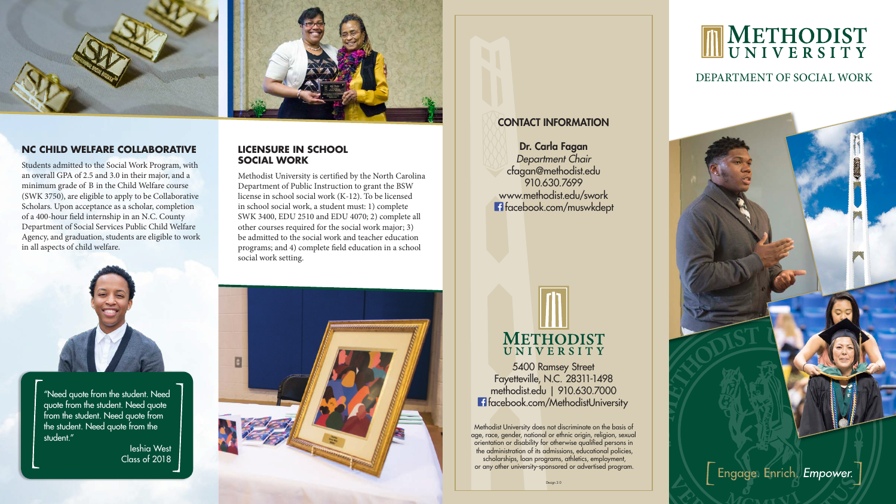## NC CHILD WELFARE COLLABORATIVE

Students admitted to the Social Work Program, with an overall GPA of 2.5 and 3.0 in their major, and a minimum grade of B in the Child Welfare course (SWK 3750), are eligible to apply to be Collaborative Scholars. Upon acceptance as a scholar, completion of a 400-hour field internship in an N.C. County Department of Social Services Public Child Welfare Agency, and graduation, students are eligible to work in all aspects of child welfare.

"Need quote from the student. Need quote from the student. Need quote from the student. Need quote from the student. Need quote from the student."

Ieshia West
Class of 2018

## LICENSURE IN SCHOOL SOCIAL WORK

Methodist University is certified by the North Carolina Department of Public Instruction to grant the BSW license in school social work (K-12). To be licensed in school social work, a student must: 1) complete SWK 3400, EDU 2510 and EDU 4070; 2) complete all other courses required for the social work major; 3) be admitted to the social work and teacher education programs; and 4) complete field education in a school social work setting.

## CONTACT INFORMATION

**Dr. Carla Fagan**
*Department Chair*
cfagan@methodist.edu
910.630.7699
www.methodist.edu/swork
facebook.com/muswkdept

METHODIST UNIVERSITY

5400 Ramsey Street
Fayetteville, N.C. 28311-1498
methodist.edu | 910.630.7000
facebook.com/MethodistUniversity

Methodist University does not discriminate on the basis of age, race, gender, national or ethnic origin, religion, sexual orientation or disability for otherwise qualified persons in the administration of its admissions, educational policies, scholarships, loan programs, athletics, employment, or any other university-sponsored or advertised program.

Design 2.0

# METHODIST UNIVERSITY

DEPARTMENT OF SOCIAL WORK

[ Engage. Enrich. *Empower.* ]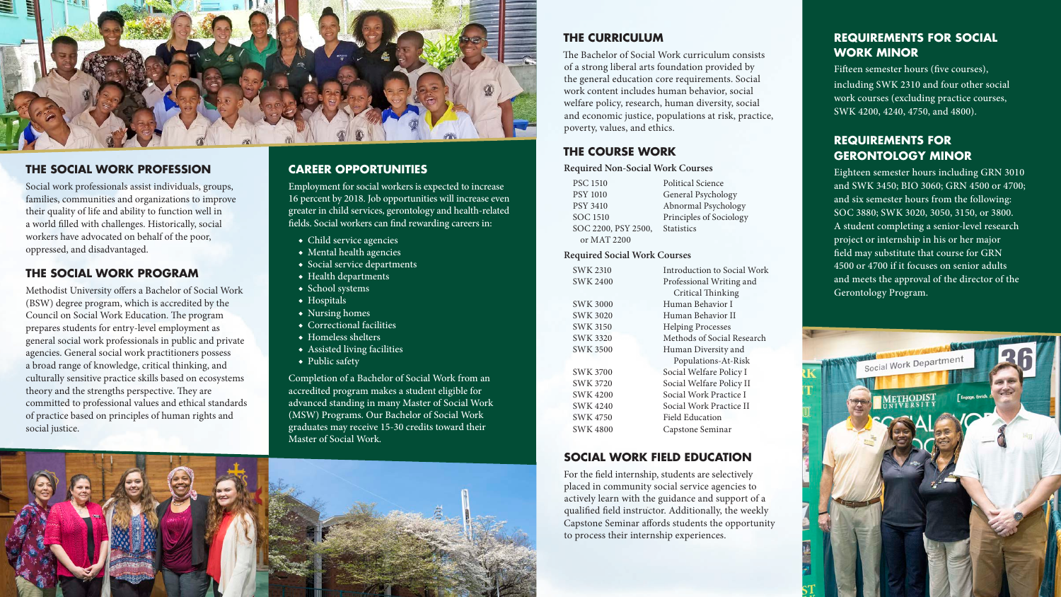## THE SOCIAL WORK PROFESSION

Social work professionals assist individuals, groups, families, communities and organizations to improve their quality of life and ability to function well in a world filled with challenges. Historically, social workers have advocated on behalf of the poor, oppressed, and disadvantaged.

## THE SOCIAL WORK PROGRAM

Methodist University offers a Bachelor of Social Work (BSW) degree program, which is accredited by the Council on Social Work Education. The program prepares students for entry-level employment as general social work professionals in public and private agencies. General social work practitioners possess a broad range of knowledge, critical thinking, and culturally sensitive practice skills based on ecosystems theory and the strengths perspective. They are committed to professional values and ethical standards of practice based on principles of human rights and social justice.

## CAREER OPPORTUNITIES

Employment for social workers is expected to increase 16 percent by 2018. Job opportunities will increase even greater in child services, gerontology and health-related fields. Social workers can find rewarding careers in:

- Child service agencies
- Mental health agencies
- Social service departments
- Health departments
- School systems
- Hospitals
- Nursing homes
- Correctional facilities
- Homeless shelters
- Assisted living facilities
- Public safety

Completion of a Bachelor of Social Work from an accredited program makes a student eligible for advanced standing in many Master of Social Work (MSW) Programs. Our Bachelor of Social Work graduates may receive 15-30 credits toward their Master of Social Work.

## THE CURRICULUM

The Bachelor of Social Work curriculum consists of a strong liberal arts foundation provided by the general education core requirements. Social work content includes human behavior, social welfare policy, research, human diversity, social and economic justice, populations at risk, practice, poverty, values, and ethics.

## THE COURSE WORK

**Required Non-Social Work Courses**

| | |
|---|---|
| PSC 1510 | Political Science |
| PSY 1010 | General Psychology |
| PSY 3410 | Abnormal Psychology |
| SOC 1510 | Principles of Sociology |
| SOC 2200, PSY 2500, or MAT 2200 | Statistics |

**Required Social Work Courses**

| | |
|---|---|
| SWK 2310 | Introduction to Social Work |
| SWK 2400 | Professional Writing and Critical Thinking |
| SWK 3000 | Human Behavior I |
| SWK 3020 | Human Behavior II |
| SWK 3150 | Helping Processes |
| SWK 3320 | Methods of Social Research |
| SWK 3500 | Human Diversity and Populations-At-Risk |
| SWK 3700 | Social Welfare Policy I |
| SWK 3720 | Social Welfare Policy II |
| SWK 4200 | Social Work Practice I |
| SWK 4240 | Social Work Practice II |
| SWK 4750 | Field Education |
| SWK 4800 | Capstone Seminar |

## SOCIAL WORK FIELD EDUCATION

For the field internship, students are selectively placed in community social service agencies to actively learn with the guidance and support of a qualified field instructor. Additionally, the weekly Capstone Seminar affords students the opportunity to process their internship experiences.

## REQUIREMENTS FOR SOCIAL WORK MINOR

Fifteen semester hours (five courses), including SWK 2310 and four other social work courses (excluding practice courses, SWK 4200, 4240, 4750, and 4800).

## REQUIREMENTS FOR GERONTOLOGY MINOR

Eighteen semester hours including GRN 3010 and SWK 3450; BIO 3060; GRN 4500 or 4700; and six semester hours from the following: SOC 3880; SWK 3020, 3050, 3150, or 3800. A student completing a senior-level research project or internship in his or her major field may substitute that course for GRN 4500 or 4700 if it focuses on senior adults and meets the approval of the director of the Gerontology Program.